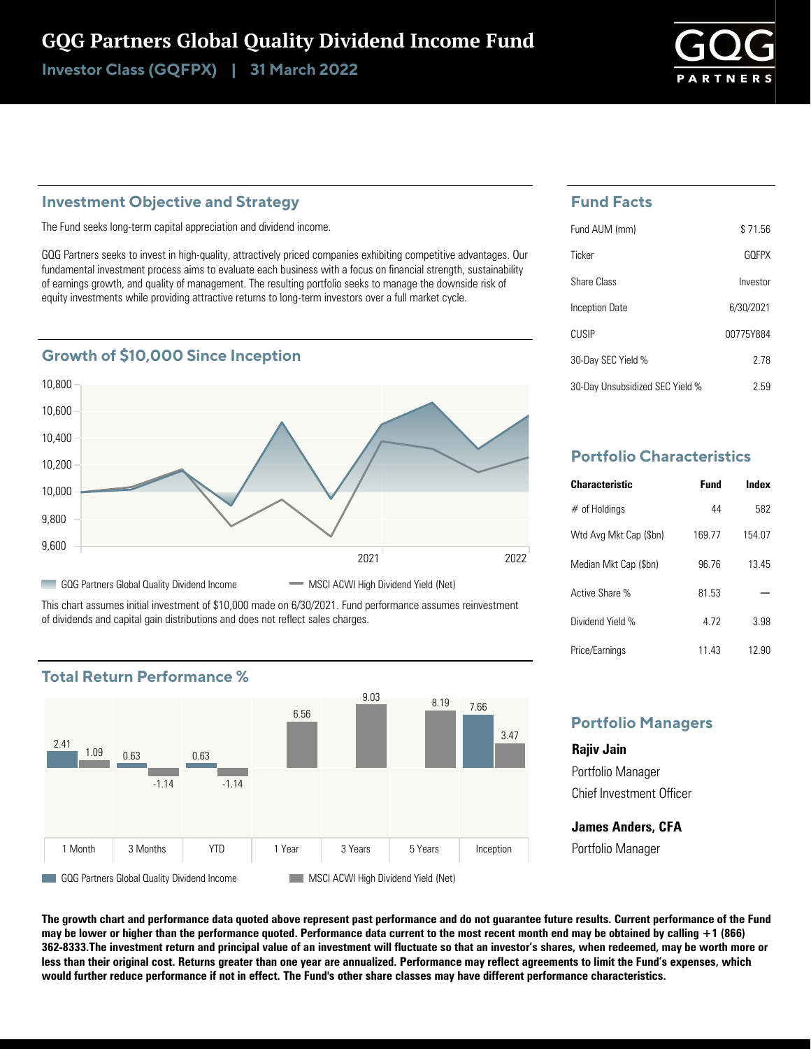# GQG Partners Global Quality Dividend Income Fund

**Investor Class (GQFPX) | 31 March 2022**

## Investment Objective and Strategy

The Fund seeks long-term capital appreciation and dividend income.

GQG Partners seeks to invest in high-quality, attractively priced companies exhibiting competitive advantages. Our fundamental investment process aims to evaluate each business with a focus on financial strength, sustainability of earnings growth, and quality of management. The resulting portfolio seeks to manage the downside risk of equity investments while providing attractive returns to long-term investors over a full market cycle.

## Growth of $10,000 Since Inception

GQG Partners Global Quality Dividend Income | MSCI ACWI High Dividend Yield (Net)

This chart assumes initial investment of $10,000 made on 6/30/2021. Fund performance assumes reinvestment of dividends and capital gain distributions and does not reflect sales charges.

## Total Return Performance %

| | 1 Month | 3 Months | YTD | 1 Year | 3 Years | 5 Years | Inception |
|---|---|---|---|---|---|---|---|
| GQG Partners Global Quality Dividend Income | 2.41 | 0.63 | 0.63 | | | | 7.66 |
| MSCI ACWI High Dividend Yield (Net) | 1.09 | -1.14 | -1.14 | 6.56 | 9.03 | 8.19 | 3.47 |

## Fund Facts

| | |
|---|---|
| Fund AUM (mm) | $ 71.56 |
| Ticker | GQFPX |
| Share Class | Investor |
| Inception Date | 6/30/2021 |
| CUSIP | 00775Y884 |
| 30-Day SEC Yield % | 2.78 |
| 30-Day Unsubsidized SEC Yield % | 2.59 |

## Portfolio Characteristics

| Characteristic | Fund | Index |
|---|---|---|
| # of Holdings | 44 | 582 |
| Wtd Avg Mkt Cap ($bn) | 169.77 | 154.07 |
| Median Mkt Cap ($bn) | 96.76 | 13.45 |
| Active Share % | 81.53 | — |
| Dividend Yield % | 4.72 | 3.98 |
| Price/Earnings | 11.43 | 12.90 |

## Portfolio Managers

**Rajiv Jain**
Portfolio Manager
Chief Investment Officer

**James Anders, CFA**
Portfolio Manager

**The growth chart and performance data quoted above represent past performance and do not guarantee future results. Current performance of the Fund may be lower or higher than the performance quoted. Performance data current to the most recent month end may be obtained by calling +1 (866) 362-8333.The investment return and principal value of an investment will fluctuate so that an investor's shares, when redeemed, may be worth more or less than their original cost. Returns greater than one year are annualized. Performance may reflect agreements to limit the Fund's expenses, which would further reduce performance if not in effect. The Fund's other share classes may have different performance characteristics.**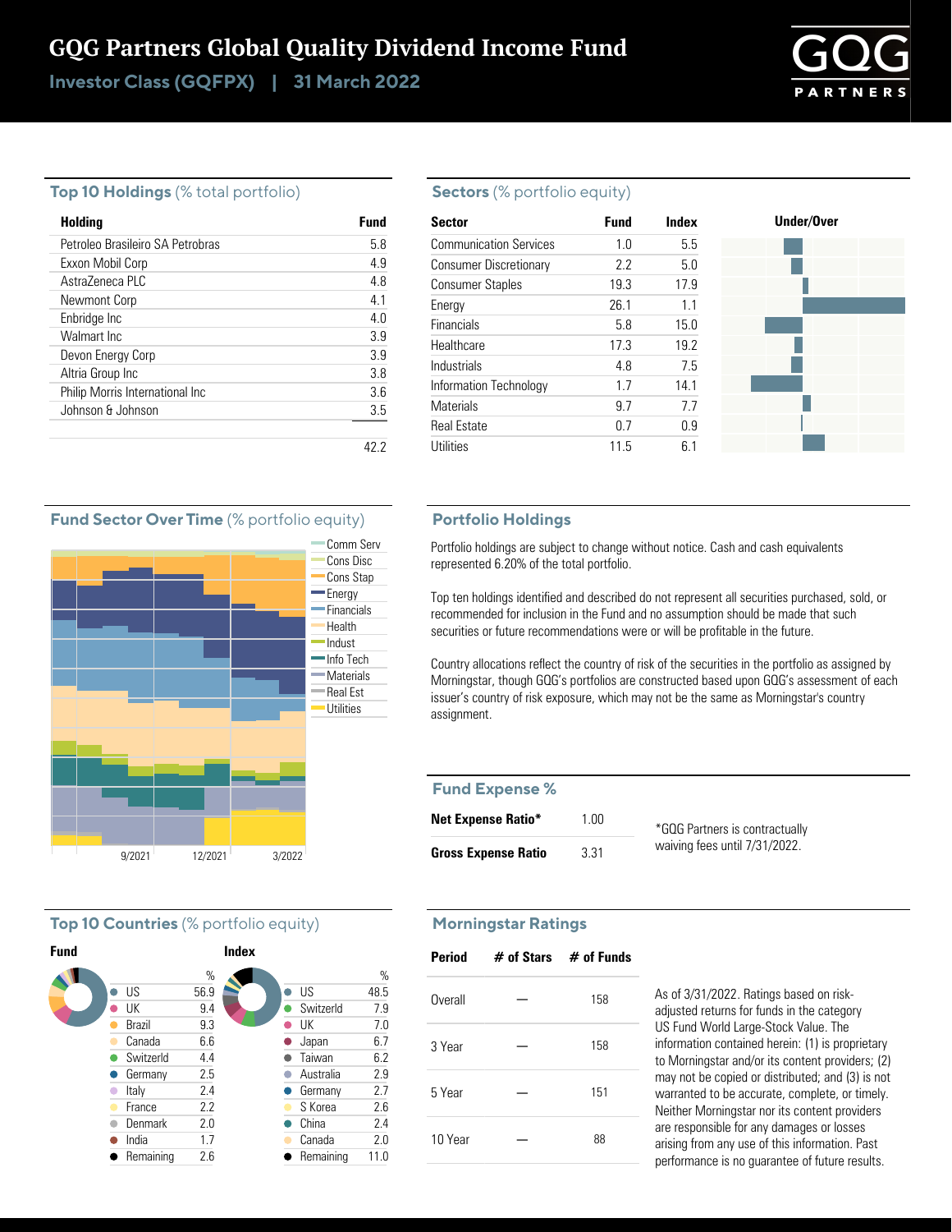# GQG Partners Global Quality Dividend Income Fund

## Investor Class (GQFPX) | 31 March 2022

### Top 10 Holdings (% total portfolio)

| Holding | Fund |
|---|---|
| Petroleo Brasileiro SA Petrobras | 5.8 |
| Exxon Mobil Corp | 4.9 |
| AstraZeneca PLC | 4.8 |
| Newmont Corp | 4.1 |
| Enbridge Inc | 4.0 |
| Walmart Inc | 3.9 |
| Devon Energy Corp | 3.9 |
| Altria Group Inc | 3.8 |
| Philip Morris International Inc | 3.6 |
| Johnson & Johnson | 3.5 |
| | 42.2 |

### Sectors (% portfolio equity)

| Sector | Fund | Index |
|---|---|---|
| Communication Services | 1.0 | 5.5 |
| Consumer Discretionary | 2.2 | 5.0 |
| Consumer Staples | 19.3 | 17.9 |
| Energy | 26.1 | 1.1 |
| Financials | 5.8 | 15.0 |
| Healthcare | 17.3 | 19.2 |
| Industrials | 4.8 | 7.5 |
| Information Technology | 1.7 | 14.1 |
| Materials | 9.7 | 7.7 |
| Real Estate | 0.7 | 0.9 |
| Utilities | 11.5 | 6.1 |

Under/Over

### Fund Sector Over Time (% portfolio equity)

Comm Serv, Cons Disc, Cons Stap, Energy, Financials, Health, Indust, Info Tech, Materials, Real Est, Utilities

9/2021 12/2021 3/2022

### Portfolio Holdings

Portfolio holdings are subject to change without notice. Cash and cash equivalents represented 6.20% of the total portfolio.

Top ten holdings identified and described do not represent all securities purchased, sold, or recommended for inclusion in the Fund and no assumption should be made that such securities or future recommendations were or will be profitable in the future.

Country allocations reflect the country of risk of the securities in the portfolio as assigned by Morningstar, though GQG's portfolios are constructed based upon GQG's assessment of each issuer's country of risk exposure, which may not be the same as Morningstar's country assignment.

### Fund Expense %

| | |
|---|---|
| **Net Expense Ratio*** | 1.00 |
| **Gross Expense Ratio** | 3.31 |

*GQG Partners is contractually waiving fees until 7/31/2022.

### Top 10 Countries (% portfolio equity)

**Fund**

| | % |
|---|---|
| US | 56.9 |
| UK | 9.4 |
| Brazil | 9.3 |
| Canada | 6.6 |
| Switzerld | 4.4 |
| Germany | 2.5 |
| Italy | 2.4 |
| France | 2.2 |
| Denmark | 2.0 |
| India | 1.7 |
| Remaining | 2.6 |

**Index**

| | % |
|---|---|
| US | 48.5 |
| Switzerld | 7.9 |
| UK | 7.0 |
| Japan | 6.7 |
| Taiwan | 6.2 |
| Australia | 2.9 |
| Germany | 2.7 |
| S Korea | 2.6 |
| China | 2.4 |
| Canada | 2.0 |
| Remaining | 11.0 |

### Morningstar Ratings

| Period | # of Stars | # of Funds |
|---|---|---|
| Overall | — | 158 |
| 3 Year | — | 158 |
| 5 Year | — | 151 |
| 10 Year | — | 88 |

As of 3/31/2022. Ratings based on risk-adjusted returns for funds in the category US Fund World Large-Stock Value. The information contained herein: (1) is proprietary to Morningstar and/or its content providers; (2) may not be copied or distributed; and (3) is not warranted to be accurate, complete, or timely. Neither Morningstar nor its content providers are responsible for any damages or losses arising from any use of this information. Past performance is no guarantee of future results.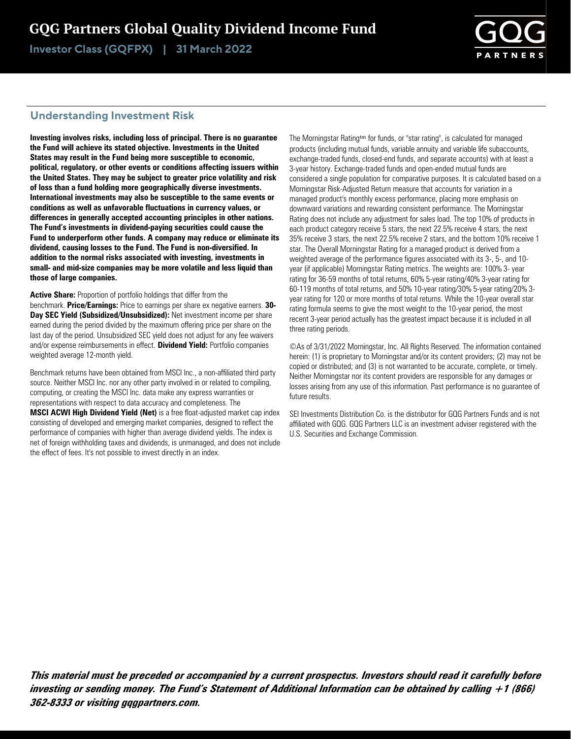## Understanding Investment Risk

**Investing involves risks, including loss of principal. There is no guarantee the Fund will achieve its stated objective. Investments in the United States may result in the Fund being more susceptible to economic, political, regulatory, or other events or conditions affecting issuers within the United States. They may be subject to greater price volatility and risk of loss than a fund holding more geographically diverse investments. International investments may also be susceptible to the same events or conditions as well as unfavorable fluctuations in currency values, or differences in generally accepted accounting principles in other nations. The Fund's investments in dividend-paying securities could cause the Fund to underperform other funds. A company may reduce or eliminate its dividend, causing losses to the Fund. The Fund is non-diversified. In addition to the normal risks associated with investing, investments in small- and mid-size companies may be more volatile and less liquid than those of large companies.**

**Active Share:** Proportion of portfolio holdings that differ from the benchmark. **Price/Earnings:** Price to earnings per share ex negative earners. **30-Day SEC Yield (Subsidized/Unsubsidized):** Net investment income per share earned during the period divided by the maximum offering price per share on the last day of the period. Unsubsidized SEC yield does not adjust for any fee waivers and/or expense reimbursements in effect. **Dividend Yield:** Portfolio companies weighted average 12-month yield.

Benchmark returns have been obtained from MSCI Inc., a non-affiliated third party source. Neither MSCI Inc. nor any other party involved in or related to compiling, computing, or creating the MSCI Inc. data make any express warranties or representations with respect to data accuracy and completeness. The **MSCI ACWI High Dividend Yield (Net)** is a free float-adjusted market cap index consisting of developed and emerging market companies, designed to reflect the performance of companies with higher than average dividend yields. The index is net of foreign withholding taxes and dividends, is unmanaged, and does not include the effect of fees. It's not possible to invest directly in an index.

The Morningstar Rating™ for funds, or "star rating", is calculated for managed products (including mutual funds, variable annuity and variable life subaccounts, exchange-traded funds, closed-end funds, and separate accounts) with at least a 3-year history. Exchange-traded funds and open-ended mutual funds are considered a single population for comparative purposes. It is calculated based on a Morningstar Risk-Adjusted Return measure that accounts for variation in a managed product's monthly excess performance, placing more emphasis on downward variations and rewarding consistent performance. The Morningstar Rating does not include any adjustment for sales load. The top 10% of products in each product category receive 5 stars, the next 22.5% receive 4 stars, the next 35% receive 3 stars, the next 22.5% receive 2 stars, and the bottom 10% receive 1 star. The Overall Morningstar Rating for a managed product is derived from a weighted average of the performance figures associated with its 3-, 5-, and 10-year (if applicable) Morningstar Rating metrics. The weights are: 100% 3- year rating for 36-59 months of total returns, 60% 5-year rating/40% 3-year rating for 60-119 months of total returns, and 50% 10-year rating/30% 5-year rating/20% 3-year rating for 120 or more months of total returns. While the 10-year overall star rating formula seems to give the most weight to the 10-year period, the most recent 3-year period actually has the greatest impact because it is included in all three rating periods.

©As of 3/31/2022 Morningstar, Inc. All Rights Reserved. The information contained herein: (1) is proprietary to Morningstar and/or its content providers; (2) may not be copied or distributed; and (3) is not warranted to be accurate, complete, or timely. Neither Morningstar nor its content providers are responsible for any damages or losses arising from any use of this information. Past performance is no guarantee of future results.

SEI Investments Distribution Co. is the distributor for GQG Partners Funds and is not affiliated with GQG. GQG Partners LLC is an investment adviser registered with the U.S. Securities and Exchange Commission.

***This material must be preceded or accompanied by a current prospectus. Investors should read it carefully before investing or sending money. The Fund's Statement of Additional Information can be obtained by calling +1 (866) 362-8333 or visiting gqgpartners.com.***